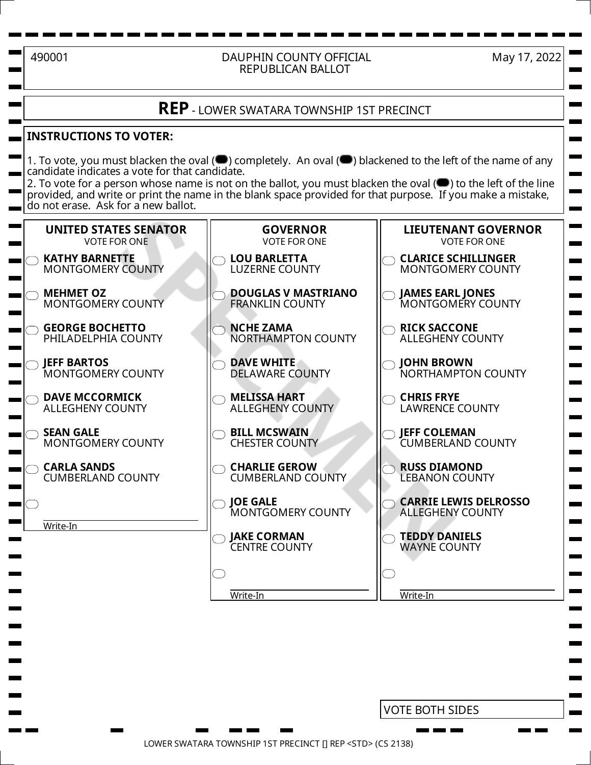490001

DAUPHIN COUNTY OFFICIAL
REPUBLICAN BALLOT

May 17, 2022

# REP - LOWER SWATARA TOWNSHIP 1ST PRECINCT

**INSTRUCTIONS TO VOTER:**

1. To vote, you must blacken the oval (⬬) completely. An oval (⬬) blackened to the left of the name of any candidate indicates a vote for that candidate.
2. To vote for a person whose name is not on the ballot, you must blacken the oval (⬬) to the left of the line provided, and write or print the name in the blank space provided for that purpose. If you make a mistake, do not erase. Ask for a new ballot.

## UNITED STATES SENATOR
VOTE FOR ONE

- ⬭ **KATHY BARNETTE** MONTGOMERY COUNTY
- ⬭ **MEHMET OZ** MONTGOMERY COUNTY
- ⬭ **GEORGE BOCHETTO** PHILADELPHIA COUNTY
- ⬭ **JEFF BARTOS** MONTGOMERY COUNTY
- ⬭ **DAVE MCCORMICK** ALLEGHENY COUNTY
- ⬭ **SEAN GALE** MONTGOMERY COUNTY
- ⬭ **CARLA SANDS** CUMBERLAND COUNTY
- ⬭ ____________ Write-In

## GOVERNOR
VOTE FOR ONE

- ⬭ **LOU BARLETTA** LUZERNE COUNTY
- ⬭ **DOUGLAS V MASTRIANO** FRANKLIN COUNTY
- ⬭ **NCHE ZAMA** NORTHAMPTON COUNTY
- ⬭ **DAVE WHITE** DELAWARE COUNTY
- ⬭ **MELISSA HART** ALLEGHENY COUNTY
- ⬭ **BILL MCSWAIN** CHESTER COUNTY
- ⬭ **CHARLIE GEROW** CUMBERLAND COUNTY
- ⬭ **JOE GALE** MONTGOMERY COUNTY
- ⬭ **JAKE CORMAN** CENTRE COUNTY
- ⬭ ____________ Write-In

## LIEUTENANT GOVERNOR
VOTE FOR ONE

- ⬭ **CLARICE SCHILLINGER** MONTGOMERY COUNTY
- ⬭ **JAMES EARL JONES** MONTGOMERY COUNTY
- ⬭ **RICK SACCONE** ALLEGHENY COUNTY
- ⬭ **JOHN BROWN** NORTHAMPTON COUNTY
- ⬭ **CHRIS FRYE** LAWRENCE COUNTY
- ⬭ **JEFF COLEMAN** CUMBERLAND COUNTY
- ⬭ **RUSS DIAMOND** LEBANON COUNTY
- ⬭ **CARRIE LEWIS DELROSSO** ALLEGHENY COUNTY
- ⬭ **TEDDY DANIELS** WAYNE COUNTY
- ⬭ ____________ Write-In

SPECIMEN

VOTE BOTH SIDES

LOWER SWATARA TOWNSHIP 1ST PRECINCT [] REP <STD> (CS 2138)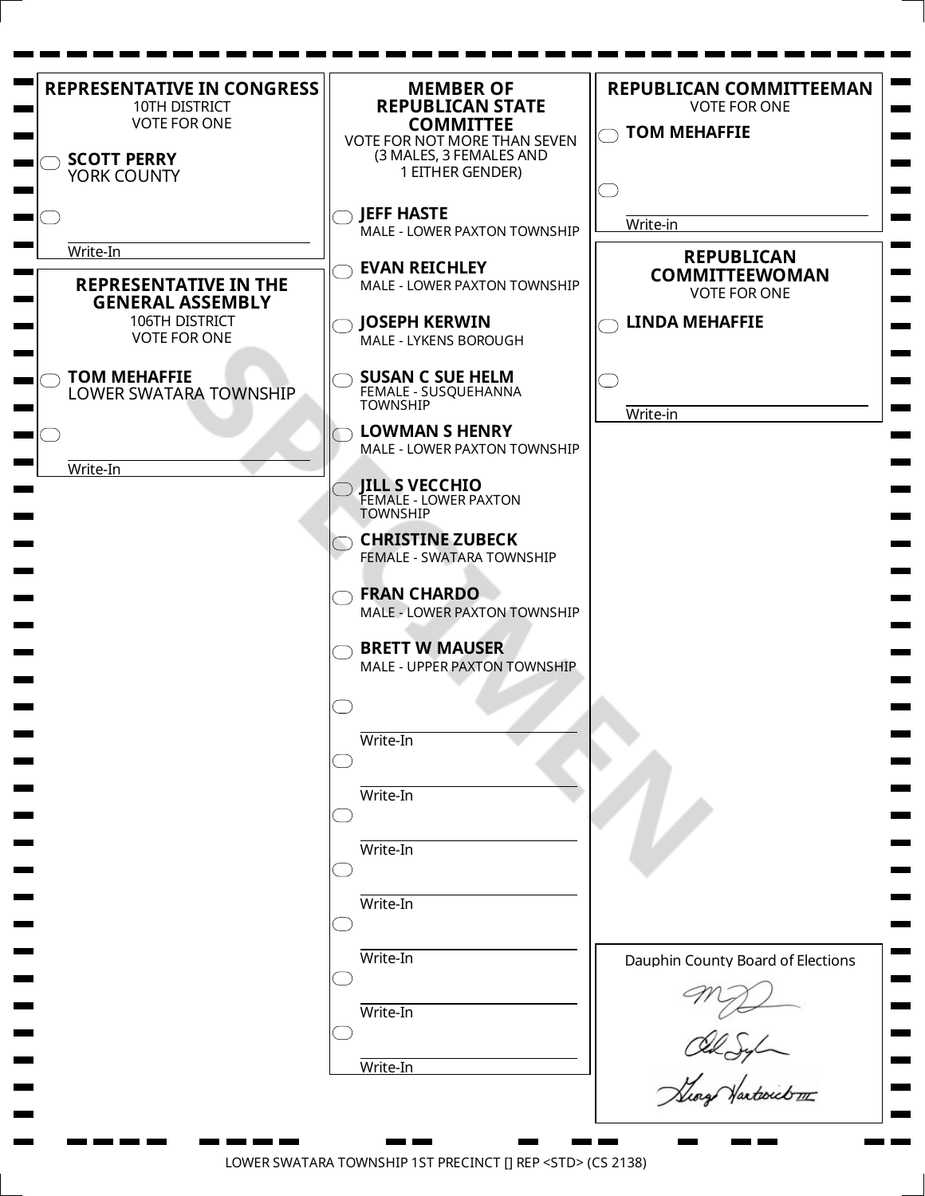## REPRESENTATIVE IN CONGRESS
10TH DISTRICT
VOTE FOR ONE

- **SCOTT PERRY**
  YORK COUNTY
- Write-In

## REPRESENTATIVE IN THE GENERAL ASSEMBLY
106TH DISTRICT
VOTE FOR ONE

- **TOM MEHAFFIE**
  LOWER SWATARA TOWNSHIP
- Write-In

## MEMBER OF REPUBLICAN STATE COMMITTEE
VOTE FOR NOT MORE THAN SEVEN
(3 MALES, 3 FEMALES AND
1 EITHER GENDER)

- **JEFF HASTE**
  MALE - LOWER PAXTON TOWNSHIP
- **EVAN REICHLEY**
  MALE - LOWER PAXTON TOWNSHIP
- **JOSEPH KERWIN**
  MALE - LYKENS BOROUGH
- **SUSAN C SUE HELM**
  FEMALE - SUSQUEHANNA TOWNSHIP
- **LOWMAN S HENRY**
  MALE - LOWER PAXTON TOWNSHIP
- **JILL S VECCHIO**
  FEMALE - LOWER PAXTON TOWNSHIP
- **CHRISTINE ZUBECK**
  FEMALE - SWATARA TOWNSHIP
- **FRAN CHARDO**
  MALE - LOWER PAXTON TOWNSHIP
- **BRETT W MAUSER**
  MALE - UPPER PAXTON TOWNSHIP
- Write-In
- Write-In
- Write-In
- Write-In
- Write-In
- Write-In
- Write-In

## REPUBLICAN COMMITTEEMAN
VOTE FOR ONE

- **TOM MEHAFFIE**
- Write-in

## REPUBLICAN COMMITTEEWOMAN
VOTE FOR ONE

- **LINDA MEHAFFIE**
- Write-in

SPECIMEN

Dauphin County Board of Elections

LOWER SWATARA TOWNSHIP 1ST PRECINCT [] REP <STD> (CS 2138)